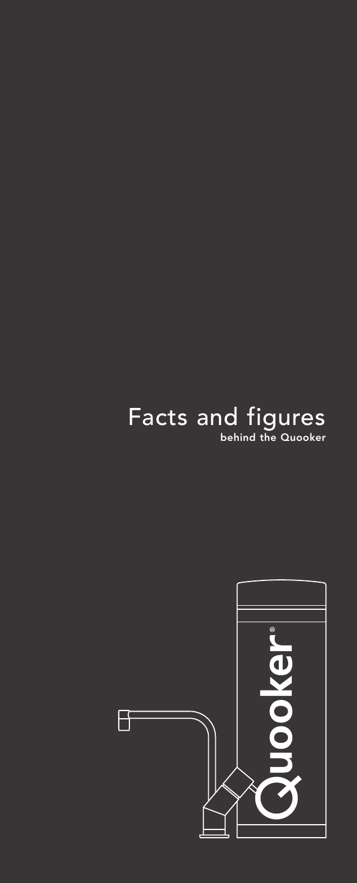# Facts and figures

**behind the Quooker**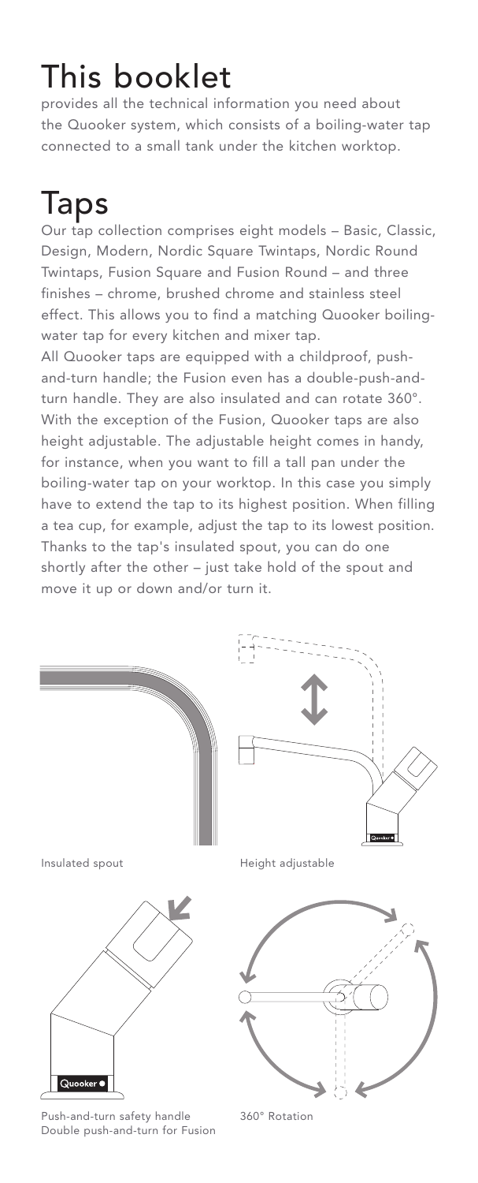# This booklet

provides all the technical information you need about the Quooker system, which consists of a boiling-water tap connected to a small tank under the kitchen worktop.

# Taps

Our tap collection comprises eight models – Basic, Classic, Design, Modern, Nordic Square Twintaps, Nordic Round Twintaps, Fusion Square and Fusion Round – and three finishes – chrome, brushed chrome and stainless steel effect. This allows you to find a matching Quooker boiling-water tap for every kitchen and mixer tap.

All Quooker taps are equipped with a childproof, push-and-turn handle; the Fusion even has a double-push-and-turn handle. They are also insulated and can rotate 360°. With the exception of the Fusion, Quooker taps are also height adjustable. The adjustable height comes in handy, for instance, when you want to fill a tall pan under the boiling-water tap on your worktop. In this case you simply have to extend the tap to its highest position. When filling a tea cup, for example, adjust the tap to its lowest position. Thanks to the tap's insulated spout, you can do one shortly after the other – just take hold of the spout and move it up or down and/or turn it.

Insulated spout

Height adjustable

Push-and-turn safety handle
Double push-and-turn for Fusion

360° Rotation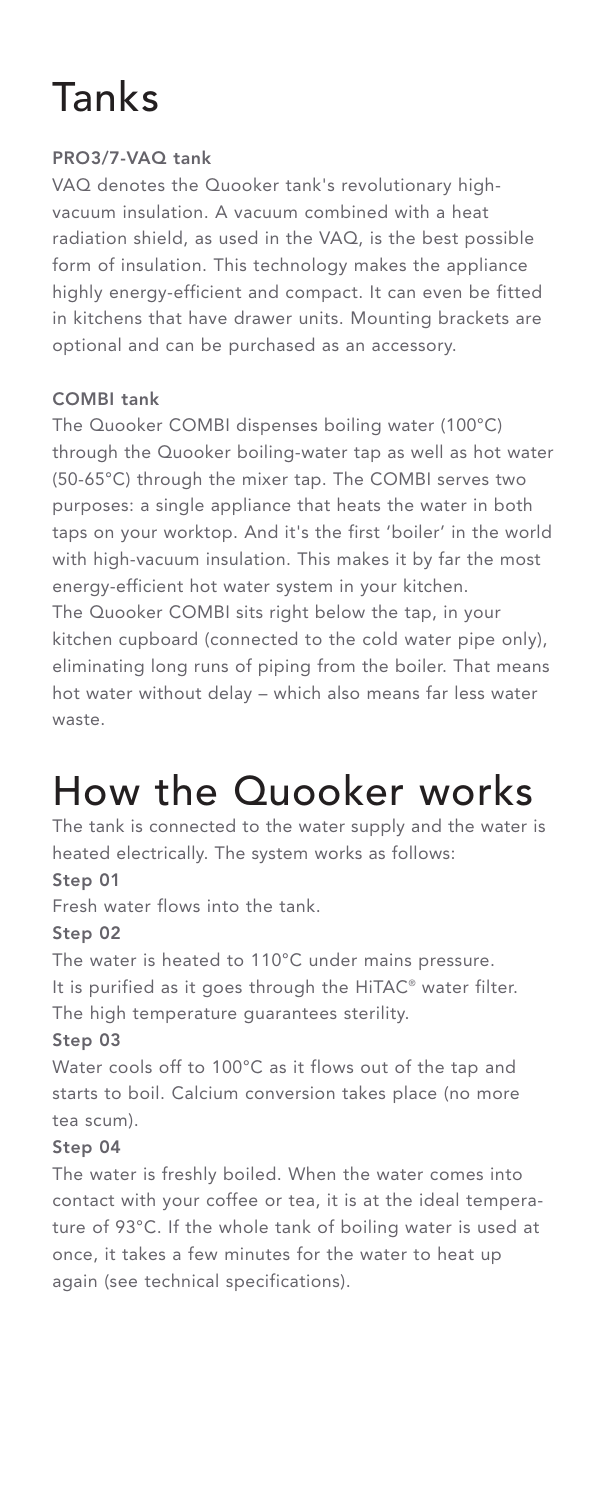# Tanks

### PRO3/7-VAQ tank

VAQ denotes the Quooker tank's revolutionary high-vacuum insulation. A vacuum combined with a heat radiation shield, as used in the VAQ, is the best possible form of insulation. This technology makes the appliance highly energy-efficient and compact. It can even be fitted in kitchens that have drawer units. Mounting brackets are optional and can be purchased as an accessory.

### COMBI tank

The Quooker COMBI dispenses boiling water (100°C) through the Quooker boiling-water tap as well as hot water (50-65°C) through the mixer tap. The COMBI serves two purposes: a single appliance that heats the water in both taps on your worktop. And it's the first 'boiler' in the world with high-vacuum insulation. This makes it by far the most energy-efficient hot water system in your kitchen.
The Quooker COMBI sits right below the tap, in your kitchen cupboard (connected to the cold water pipe only), eliminating long runs of piping from the boiler. That means hot water without delay – which also means far less water waste.

# How the Quooker works

The tank is connected to the water supply and the water is heated electrically. The system works as follows:

**Step 01**

Fresh water flows into the tank.

**Step 02**

The water is heated to 110°C under mains pressure.
It is purified as it goes through the HiTAC® water filter.
The high temperature guarantees sterility.

**Step 03**

Water cools off to 100°C as it flows out of the tap and starts to boil. Calcium conversion takes place (no more tea scum).

**Step 04**

The water is freshly boiled. When the water comes into contact with your coffee or tea, it is at the ideal temperature of 93°C. If the whole tank of boiling water is used at once, it takes a few minutes for the water to heat up again (see technical specifications).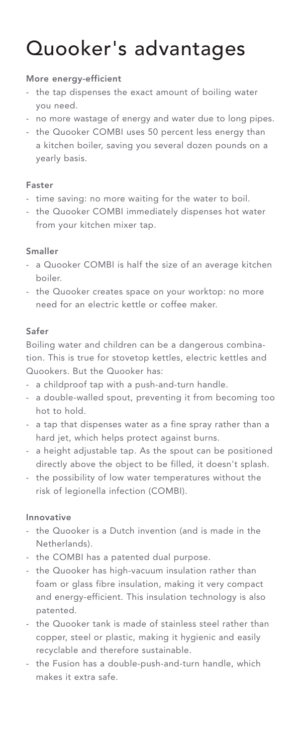# Quooker's advantages

**More energy-efficient**

- the tap dispenses the exact amount of boiling water you need.
- no more wastage of energy and water due to long pipes.
- the Quooker COMBI uses 50 percent less energy than a kitchen boiler, saving you several dozen pounds on a yearly basis.

**Faster**

- time saving: no more waiting for the water to boil.
- the Quooker COMBI immediately dispenses hot water from your kitchen mixer tap.

**Smaller**

- a Quooker COMBI is half the size of an average kitchen boiler.
- the Quooker creates space on your worktop: no more need for an electric kettle or coffee maker.

**Safer**

Boiling water and children can be a dangerous combination. This is true for stovetop kettles, electric kettles and Quookers. But the Quooker has:

- a childproof tap with a push-and-turn handle.
- a double-walled spout, preventing it from becoming too hot to hold.
- a tap that dispenses water as a fine spray rather than a hard jet, which helps protect against burns.
- a height adjustable tap. As the spout can be positioned directly above the object to be filled, it doesn't splash.
- the possibility of low water temperatures without the risk of legionella infection (COMBI).

**Innovative**

- the Quooker is a Dutch invention (and is made in the Netherlands).
- the COMBI has a patented dual purpose.
- the Quooker has high-vacuum insulation rather than foam or glass fibre insulation, making it very compact and energy-efficient. This insulation technology is also patented.
- the Quooker tank is made of stainless steel rather than copper, steel or plastic, making it hygienic and easily recyclable and therefore sustainable.
- the Fusion has a double-push-and-turn handle, which makes it extra safe.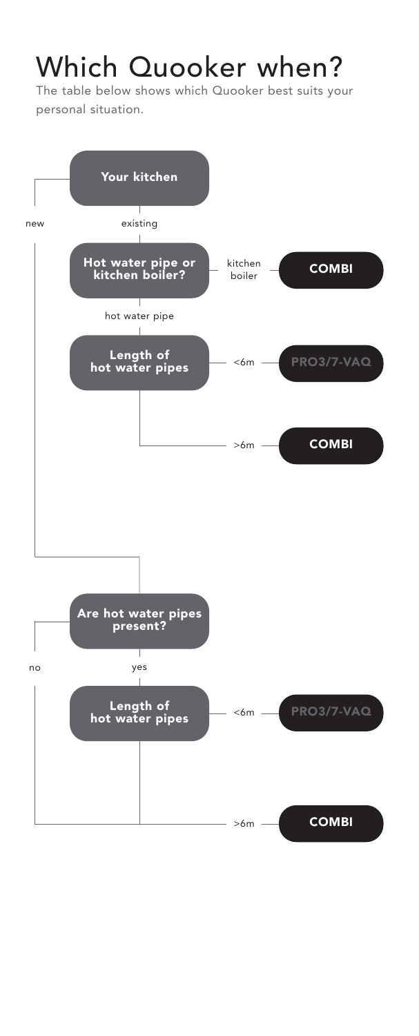# Which Quooker when?

The table below shows which Quooker best suits your personal situation.

**Your kitchen**

- **existing**
  - **Hot water pipe or kitchen boiler?**
    - kitchen boiler → **COMBI**
    - hot water pipe → **Length of hot water pipes**
      - <6m → **PRO3/7-VAQ**
      - >6m → **COMBI**
- **new**
  - **Are hot water pipes present?**
    - yes → **Length of hot water pipes**
      - <6m → **PRO3/7-VAQ**
      - >6m → **COMBI**
    - no → **COMBI**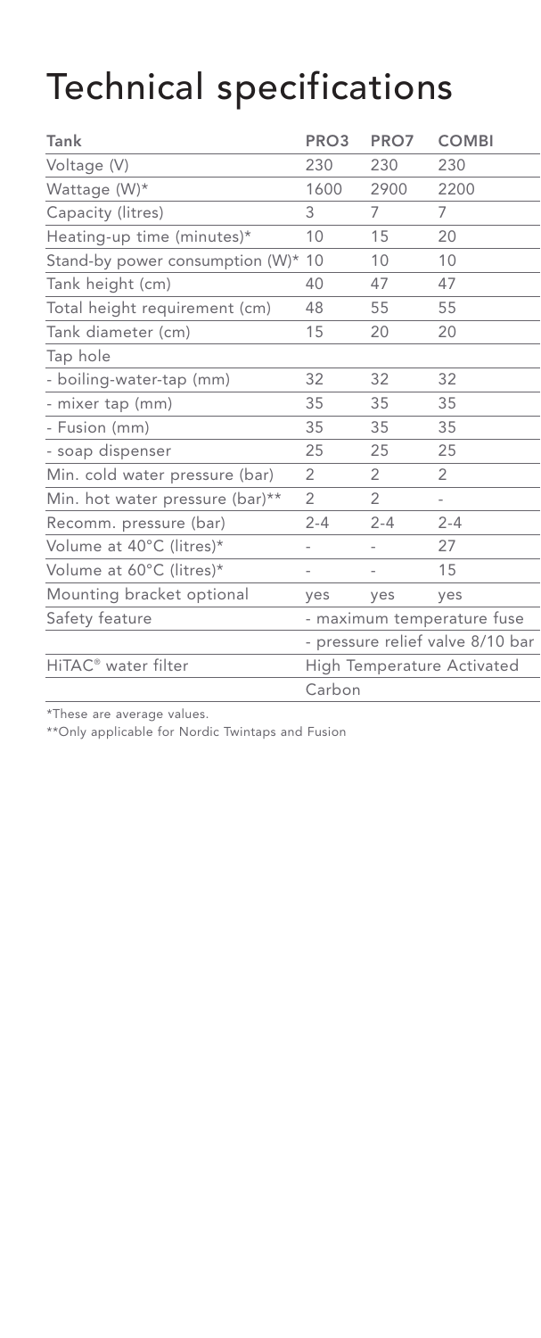# Technical specifications

| Tank | PRO3 | PRO7 | COMBI |
|---|---|---|---|
| Voltage (V) | 230 | 230 | 230 |
| Wattage (W)* | 1600 | 2900 | 2200 |
| Capacity (litres) | 3 | 7 | 7 |
| Heating-up time (minutes)* | 10 | 15 | 20 |
| Stand-by power consumption (W)* | 10 | 10 | 10 |
| Tank height (cm) | 40 | 47 | 47 |
| Total height requirement (cm) | 48 | 55 | 55 |
| Tank diameter (cm) | 15 | 20 | 20 |
| Tap hole | | | |
| - boiling-water-tap (mm) | 32 | 32 | 32 |
| - mixer tap (mm) | 35 | 35 | 35 |
| - Fusion (mm) | 35 | 35 | 35 |
| - soap dispenser | 25 | 25 | 25 |
| Min. cold water pressure (bar) | 2 | 2 | 2 |
| Min. hot water pressure (bar)** | 2 | 2 | - |
| Recomm. pressure (bar) | 2-4 | 2-4 | 2-4 |
| Volume at 40°C (litres)* | - | - | 27 |
| Volume at 60°C (litres)* | - | - | 15 |
| Mounting bracket optional | yes | yes | yes |
| Safety feature | - maximum temperature fuse | | |
| | - pressure relief valve 8/10 bar | | |
| HiTAC® water filter | High Temperature Activated Carbon | | |

*These are average values.

**Only applicable for Nordic Twintaps and Fusion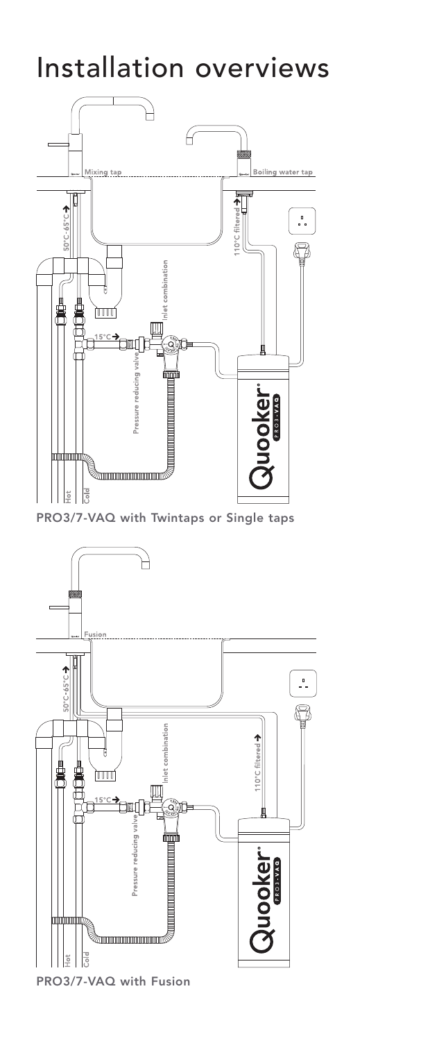# Installation overviews

Mixing tap

Boiling water tap

50°C-65°C

110°C filtered

Inlet combination

15°C

Pressure reducing valve

Hot

Cold

PRO3/7-VAQ with Twintaps or Single taps

Fusion

50°C-65°C

Inlet combination

110°C filtered

15°C

Pressure reducing valve

Hot

Cold

PRO3/7-VAQ with Fusion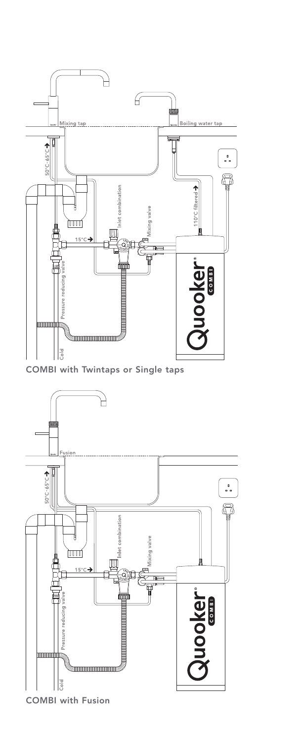Mixing tap

Boiling water tap

50°C-65°C

110°C filtered

Inlet combination

Mixing valve

15°C

Pressure reducing valve

Cold

COMBI with Twintaps or Single taps

Fusion

50°C-65°C

Inlet combination

Mixing valve

15°C

Pressure reducing valve

Cold

COMBI with Fusion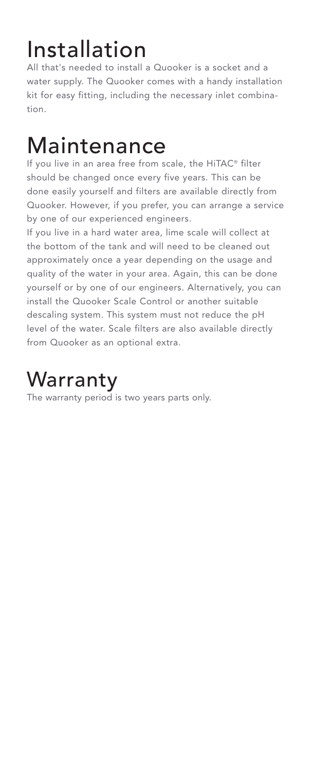# Installation

All that's needed to install a Quooker is a socket and a water supply. The Quooker comes with a handy installation kit for easy fitting, including the necessary inlet combination.

# Maintenance

If you live in an area free from scale, the HiTAC® filter should be changed once every five years. This can be done easily yourself and filters are available directly from Quooker. However, if you prefer, you can arrange a service by one of our experienced engineers.

If you live in a hard water area, lime scale will collect at the bottom of the tank and will need to be cleaned out approximately once a year depending on the usage and quality of the water in your area. Again, this can be done yourself or by one of our engineers. Alternatively, you can install the Quooker Scale Control or another suitable descaling system. This system must not reduce the pH level of the water. Scale filters are also available directly from Quooker as an optional extra.

# Warranty

The warranty period is two years parts only.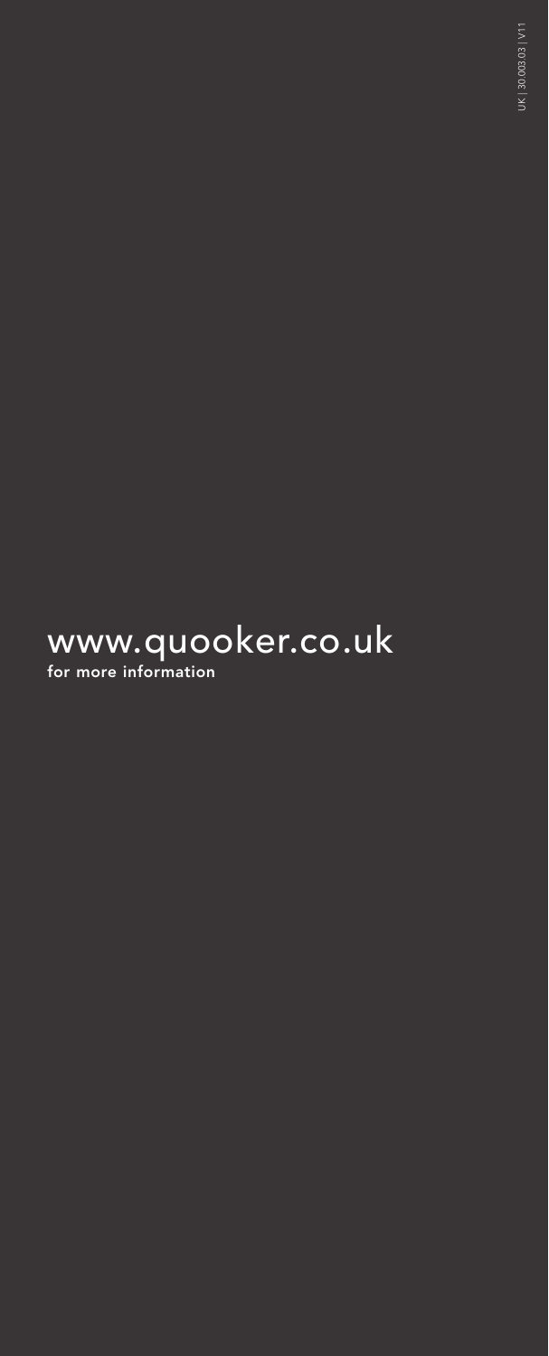UK | 30.003.03 | V11

www.quooker.co.uk

for more information